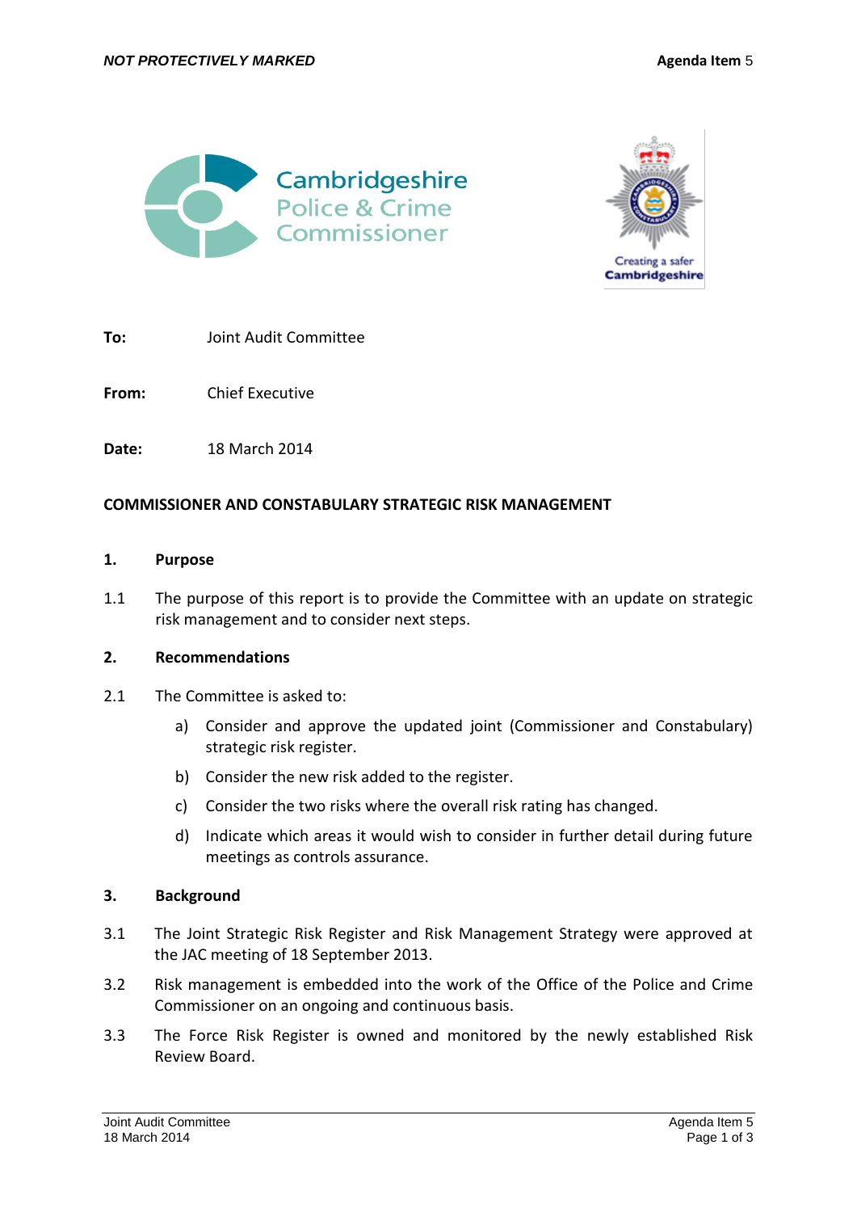*NOT PROTECTIVELY MARKED* **Agenda Item** 5

**To:** Joint Audit Committee

**From:** Chief Executive

**Date:** 18 March 2014

**COMMISSIONER AND CONSTABULARY STRATEGIC RISK MANAGEMENT**

## 1. Purpose

1.1 The purpose of this report is to provide the Committee with an update on strategic risk management and to consider next steps.

## 2. Recommendations

2.1 The Committee is asked to:

a) Consider and approve the updated joint (Commissioner and Constabulary) strategic risk register.

b) Consider the new risk added to the register.

c) Consider the two risks where the overall risk rating has changed.

d) Indicate which areas it would wish to consider in further detail during future meetings as controls assurance.

## 3. Background

3.1 The Joint Strategic Risk Register and Risk Management Strategy were approved at the JAC meeting of 18 September 2013.

3.2 Risk management is embedded into the work of the Office of the Police and Crime Commissioner on an ongoing and continuous basis.

3.3 The Force Risk Register is owned and monitored by the newly established Risk Review Board.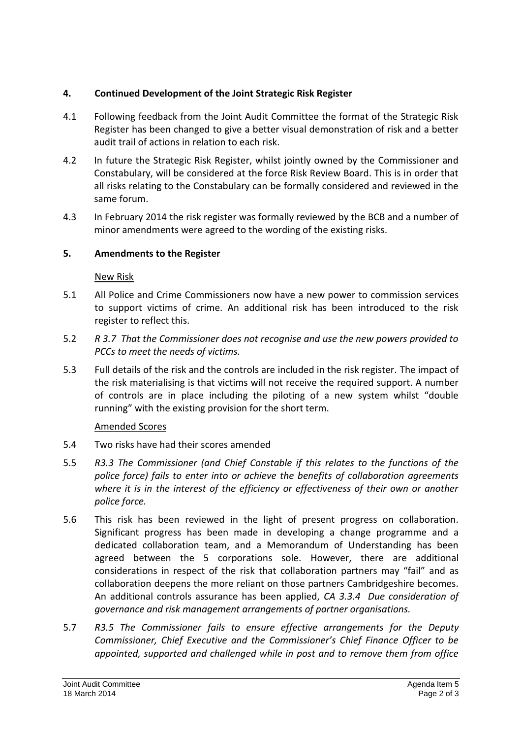## 4. Continued Development of the Joint Strategic Risk Register

4.1 Following feedback from the Joint Audit Committee the format of the Strategic Risk Register has been changed to give a better visual demonstration of risk and a better audit trail of actions in relation to each risk.

4.2 In future the Strategic Risk Register, whilst jointly owned by the Commissioner and Constabulary, will be considered at the force Risk Review Board. This is in order that all risks relating to the Constabulary can be formally considered and reviewed in the same forum.

4.3 In February 2014 the risk register was formally reviewed by the BCB and a number of minor amendments were agreed to the wording of the existing risks.

## 5. Amendments to the Register

New Risk

5.1 All Police and Crime Commissioners now have a new power to commission services to support victims of crime. An additional risk has been introduced to the risk register to reflect this.

5.2 *R 3.7 That the Commissioner does not recognise and use the new powers provided to PCCs to meet the needs of victims.*

5.3 Full details of the risk and the controls are included in the risk register. The impact of the risk materialising is that victims will not receive the required support. A number of controls are in place including the piloting of a new system whilst "double running" with the existing provision for the short term.

Amended Scores

5.4 Two risks have had their scores amended

5.5 *R3.3 The Commissioner (and Chief Constable if this relates to the functions of the police force) fails to enter into or achieve the benefits of collaboration agreements where it is in the interest of the efficiency or effectiveness of their own or another police force.*

5.6 This risk has been reviewed in the light of present progress on collaboration. Significant progress has been made in developing a change programme and a dedicated collaboration team, and a Memorandum of Understanding has been agreed between the 5 corporations sole. However, there are additional considerations in respect of the risk that collaboration partners may "fail" and as collaboration deepens the more reliant on those partners Cambridgeshire becomes. An additional controls assurance has been applied, *CA 3.3.4 Due consideration of governance and risk management arrangements of partner organisations.*

5.7 *R3.5 The Commissioner fails to ensure effective arrangements for the Deputy Commissioner, Chief Executive and the Commissioner's Chief Finance Officer to be appointed, supported and challenged while in post and to remove them from office*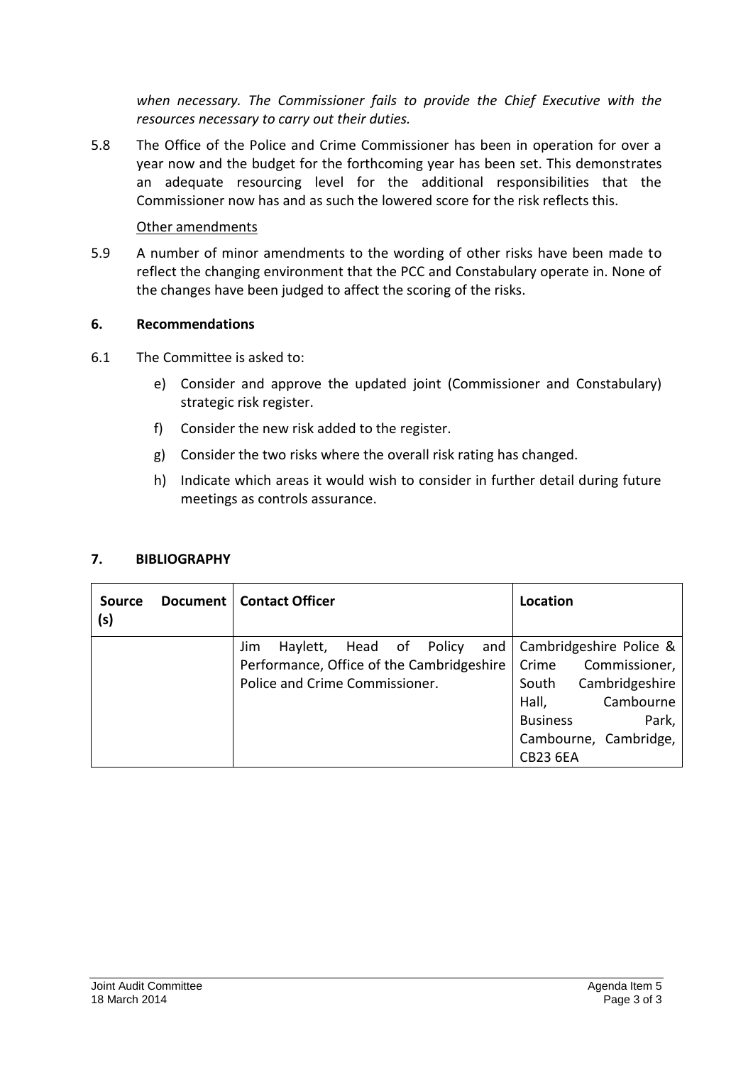*when necessary. The Commissioner fails to provide the Chief Executive with the resources necessary to carry out their duties.*

5.8 The Office of the Police and Crime Commissioner has been in operation for over a year now and the budget for the forthcoming year has been set. This demonstrates an adequate resourcing level for the additional responsibilities that the Commissioner now has and as such the lowered score for the risk reflects this.

Other amendments

5.9 A number of minor amendments to the wording of other risks have been made to reflect the changing environment that the PCC and Constabulary operate in. None of the changes have been judged to affect the scoring of the risks.

## 6. Recommendations

6.1 The Committee is asked to:

e) Consider and approve the updated joint (Commissioner and Constabulary) strategic risk register.

f) Consider the new risk added to the register.

g) Consider the two risks where the overall risk rating has changed.

h) Indicate which areas it would wish to consider in further detail during future meetings as controls assurance.

## 7. BIBLIOGRAPHY

| Source Document (s) | Contact Officer | Location |
|---|---|---|
| | Jim Haylett, Head of Policy and Performance, Office of the Cambridgeshire Police and Crime Commissioner. | Cambridgeshire Police & Crime Commissioner, South Cambridgeshire Hall, Cambourne Business Park, Cambourne, Cambridge, CB23 6EA |